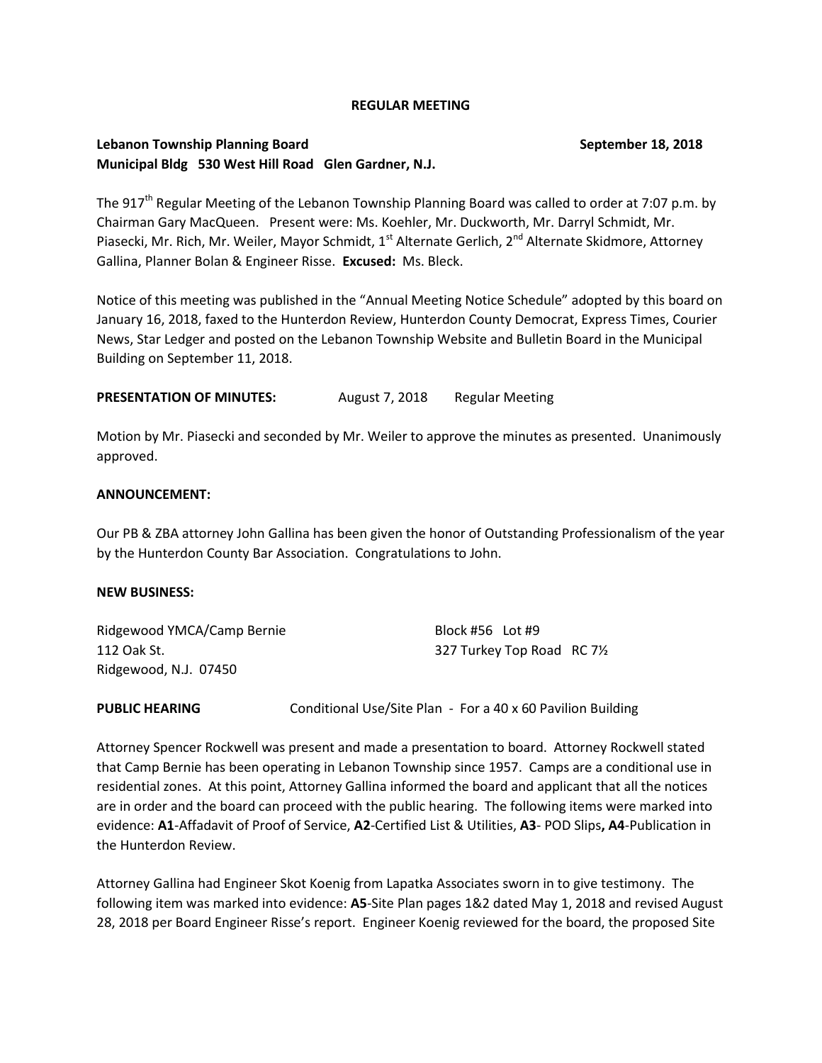**REGULAR MEETING**

**Lebanon Township Planning Board** **September 18, 2018**
**Municipal Bldg 530 West Hill Road Glen Gardner, N.J.**

The 917th Regular Meeting of the Lebanon Township Planning Board was called to order at 7:07 p.m. by Chairman Gary MacQueen. Present were: Ms. Koehler, Mr. Duckworth, Mr. Darryl Schmidt, Mr. Piasecki, Mr. Rich, Mr. Weiler, Mayor Schmidt, 1st Alternate Gerlich, 2nd Alternate Skidmore, Attorney Gallina, Planner Bolan & Engineer Risse. **Excused:** Ms. Bleck.

Notice of this meeting was published in the "Annual Meeting Notice Schedule" adopted by this board on January 16, 2018, faxed to the Hunterdon Review, Hunterdon County Democrat, Express Times, Courier News, Star Ledger and posted on the Lebanon Township Website and Bulletin Board in the Municipal Building on September 11, 2018.

**PRESENTATION OF MINUTES:** August 7, 2018 Regular Meeting

Motion by Mr. Piasecki and seconded by Mr. Weiler to approve the minutes as presented. Unanimously approved.

**ANNOUNCEMENT:**

Our PB & ZBA attorney John Gallina has been given the honor of Outstanding Professionalism of the year by the Hunterdon County Bar Association. Congratulations to John.

**NEW BUSINESS:**

Ridgewood YMCA/Camp Bernie
112 Oak St.
Ridgewood, N.J. 07450

Block #56 Lot #9
327 Turkey Top Road RC 7½

**PUBLIC HEARING** Conditional Use/Site Plan - For a 40 x 60 Pavilion Building

Attorney Spencer Rockwell was present and made a presentation to board. Attorney Rockwell stated that Camp Bernie has been operating in Lebanon Township since 1957. Camps are a conditional use in residential zones. At this point, Attorney Gallina informed the board and applicant that all the notices are in order and the board can proceed with the public hearing. The following items were marked into evidence: **A1**-Affadavit of Proof of Service, **A2**-Certified List & Utilities, **A3**- POD Slips**, A4**-Publication in the Hunterdon Review.

Attorney Gallina had Engineer Skot Koenig from Lapatka Associates sworn in to give testimony. The following item was marked into evidence: **A5**-Site Plan pages 1&2 dated May 1, 2018 and revised August 28, 2018 per Board Engineer Risse's report. Engineer Koenig reviewed for the board, the proposed Site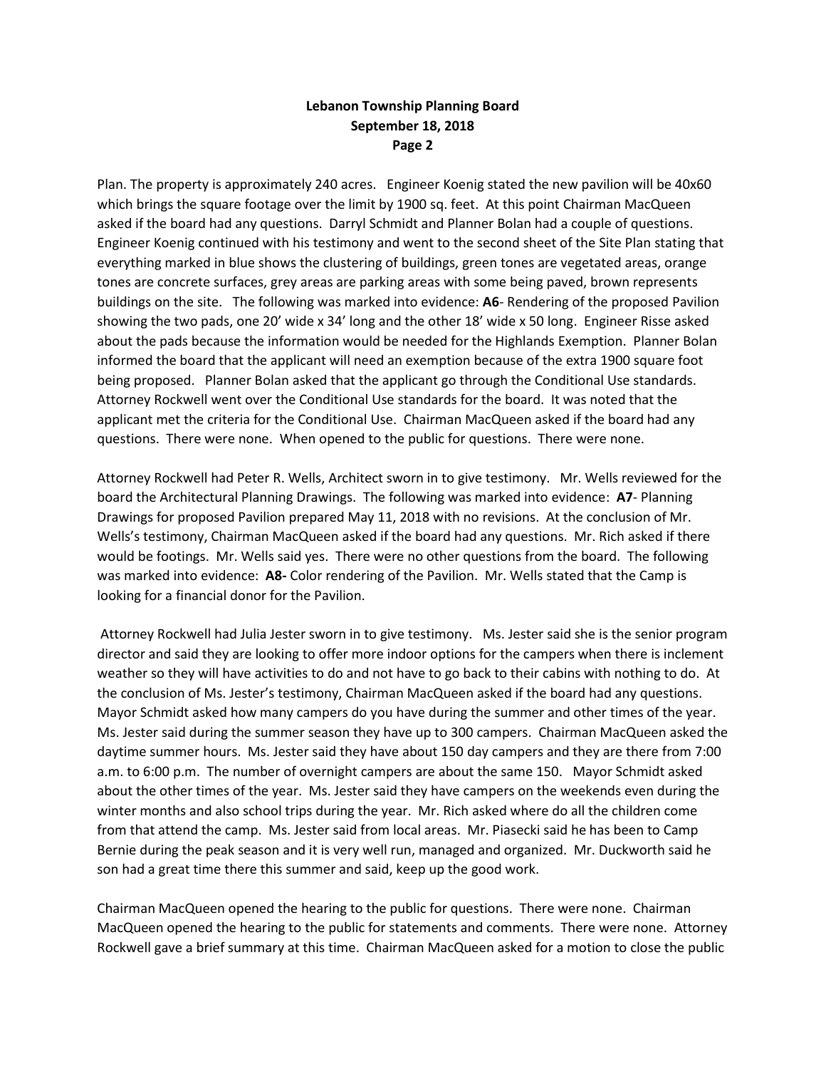Plan. The property is approximately 240 acres. Engineer Koenig stated the new pavilion will be 40x60 which brings the square footage over the limit by 1900 sq. feet. At this point Chairman MacQueen asked if the board had any questions. Darryl Schmidt and Planner Bolan had a couple of questions. Engineer Koenig continued with his testimony and went to the second sheet of the Site Plan stating that everything marked in blue shows the clustering of buildings, green tones are vegetated areas, orange tones are concrete surfaces, grey areas are parking areas with some being paved, brown represents buildings on the site. The following was marked into evidence: **A6**- Rendering of the proposed Pavilion showing the two pads, one 20' wide x 34' long and the other 18' wide x 50 long. Engineer Risse asked about the pads because the information would be needed for the Highlands Exemption. Planner Bolan informed the board that the applicant will need an exemption because of the extra 1900 square foot being proposed. Planner Bolan asked that the applicant go through the Conditional Use standards. Attorney Rockwell went over the Conditional Use standards for the board. It was noted that the applicant met the criteria for the Conditional Use. Chairman MacQueen asked if the board had any questions. There were none. When opened to the public for questions. There were none.

Attorney Rockwell had Peter R. Wells, Architect sworn in to give testimony. Mr. Wells reviewed for the board the Architectural Planning Drawings. The following was marked into evidence: **A7**- Planning Drawings for proposed Pavilion prepared May 11, 2018 with no revisions. At the conclusion of Mr. Wells's testimony, Chairman MacQueen asked if the board had any questions. Mr. Rich asked if there would be footings. Mr. Wells said yes. There were no other questions from the board. The following was marked into evidence: **A8-** Color rendering of the Pavilion. Mr. Wells stated that the Camp is looking for a financial donor for the Pavilion.

Attorney Rockwell had Julia Jester sworn in to give testimony. Ms. Jester said she is the senior program director and said they are looking to offer more indoor options for the campers when there is inclement weather so they will have activities to do and not have to go back to their cabins with nothing to do. At the conclusion of Ms. Jester's testimony, Chairman MacQueen asked if the board had any questions. Mayor Schmidt asked how many campers do you have during the summer and other times of the year. Ms. Jester said during the summer season they have up to 300 campers. Chairman MacQueen asked the daytime summer hours. Ms. Jester said they have about 150 day campers and they are there from 7:00 a.m. to 6:00 p.m. The number of overnight campers are about the same 150. Mayor Schmidt asked about the other times of the year. Ms. Jester said they have campers on the weekends even during the winter months and also school trips during the year. Mr. Rich asked where do all the children come from that attend the camp. Ms. Jester said from local areas. Mr. Piasecki said he has been to Camp Bernie during the peak season and it is very well run, managed and organized. Mr. Duckworth said he son had a great time there this summer and said, keep up the good work.

Chairman MacQueen opened the hearing to the public for questions. There were none. Chairman MacQueen opened the hearing to the public for statements and comments. There were none. Attorney Rockwell gave a brief summary at this time. Chairman MacQueen asked for a motion to close the public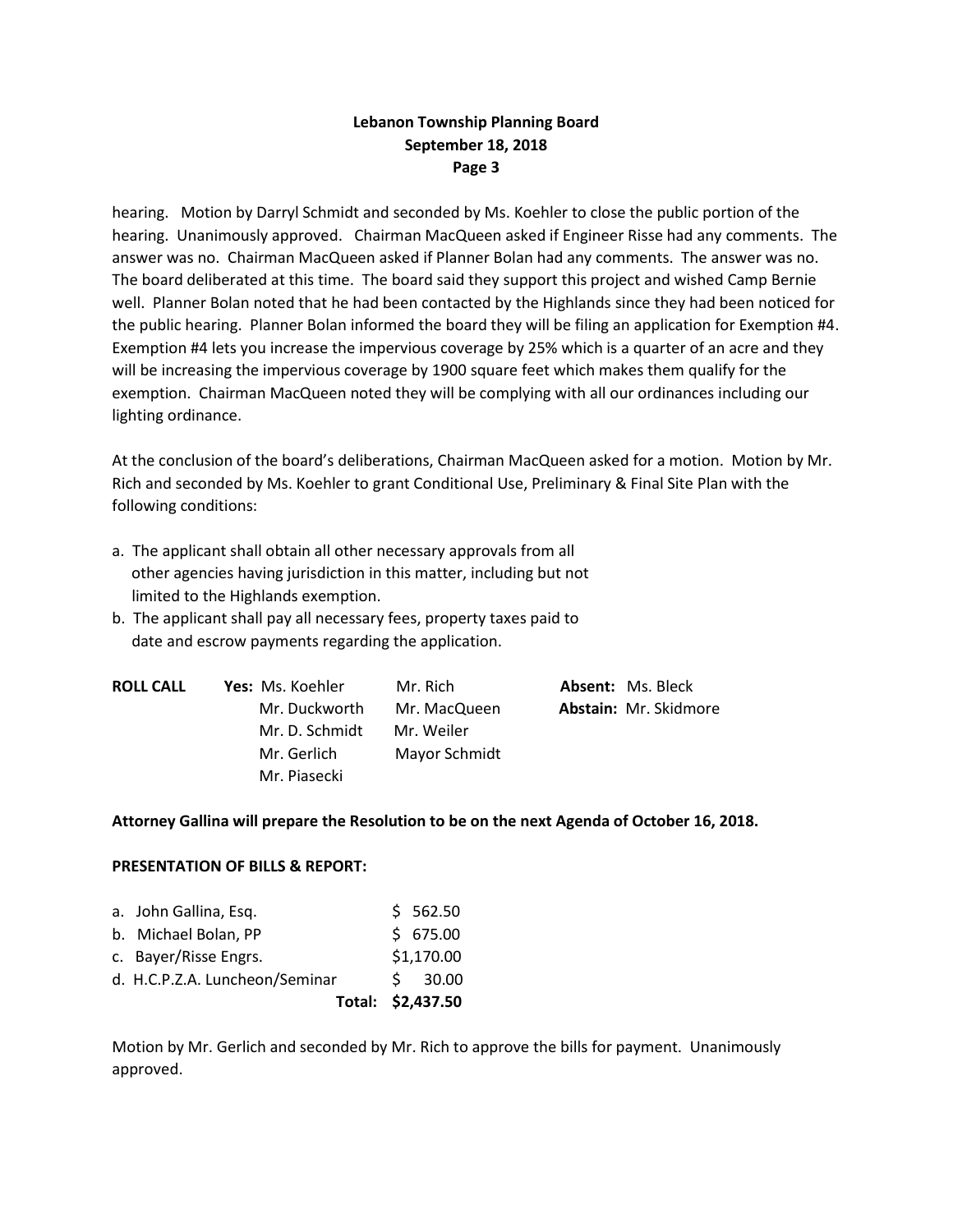hearing. Motion by Darryl Schmidt and seconded by Ms. Koehler to close the public portion of the hearing. Unanimously approved. Chairman MacQueen asked if Engineer Risse had any comments. The answer was no. Chairman MacQueen asked if Planner Bolan had any comments. The answer was no. The board deliberated at this time. The board said they support this project and wished Camp Bernie well. Planner Bolan noted that he had been contacted by the Highlands since they had been noticed for the public hearing. Planner Bolan informed the board they will be filing an application for Exemption #4. Exemption #4 lets you increase the impervious coverage by 25% which is a quarter of an acre and they will be increasing the impervious coverage by 1900 square feet which makes them qualify for the exemption. Chairman MacQueen noted they will be complying with all our ordinances including our lighting ordinance.

At the conclusion of the board's deliberations, Chairman MacQueen asked for a motion. Motion by Mr. Rich and seconded by Ms. Koehler to grant Conditional Use, Preliminary & Final Site Plan with the following conditions:

a. The applicant shall obtain all other necessary approvals from all other agencies having jurisdiction in this matter, including but not limited to the Highlands exemption.
b. The applicant shall pay all necessary fees, property taxes paid to date and escrow payments regarding the application.

**ROLL CALL** **Yes:** Ms. Koehler, Mr. Rich, Mr. Duckworth, Mr. MacQueen, Mr. D. Schmidt, Mr. Weiler, Mr. Gerlich, Mayor Schmidt, Mr. Piasecki

**Absent:** Ms. Bleck

**Abstain:** Mr. Skidmore

**Attorney Gallina will prepare the Resolution to be on the next Agenda of October 16, 2018.**

**PRESENTATION OF BILLS & REPORT:**

| | |
|---|---|
| a. John Gallina, Esq. | $ 562.50 |
| b. Michael Bolan, PP | $ 675.00 |
| c. Bayer/Risse Engrs. | $1,170.00 |
| d. H.C.P.Z.A. Luncheon/Seminar | $ 30.00 |
| **Total:** | **$2,437.50** |

Motion by Mr. Gerlich and seconded by Mr. Rich to approve the bills for payment. Unanimously approved.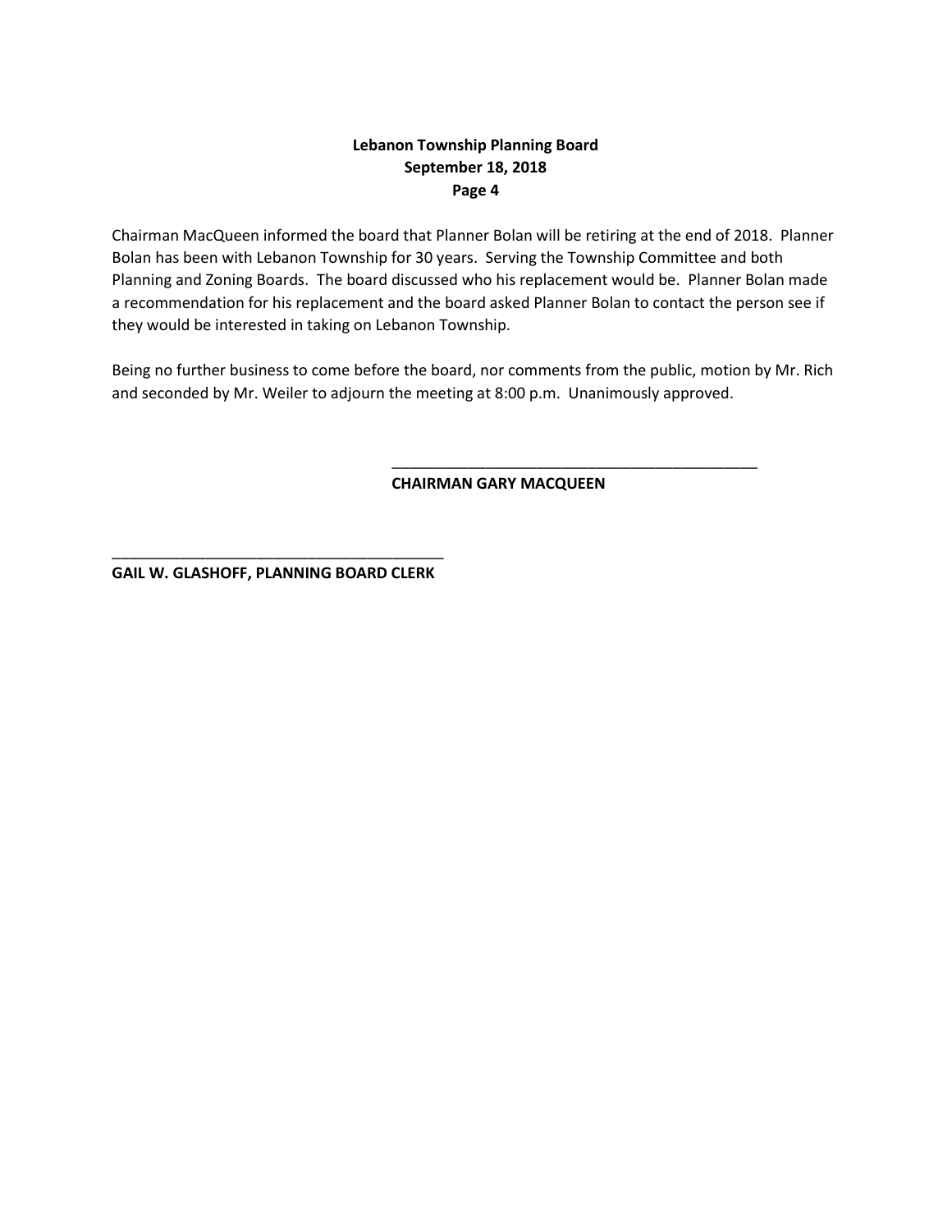Chairman MacQueen informed the board that Planner Bolan will be retiring at the end of 2018. Planner Bolan has been with Lebanon Township for 30 years. Serving the Township Committee and both Planning and Zoning Boards. The board discussed who his replacement would be. Planner Bolan made a recommendation for his replacement and the board asked Planner Bolan to contact the person see if they would be interested in taking on Lebanon Township.

Being no further business to come before the board, nor comments from the public, motion by Mr. Rich and seconded by Mr. Weiler to adjourn the meeting at 8:00 p.m. Unanimously approved.

\_\_\_\_\_\_\_\_\_\_\_\_\_\_\_\_\_\_\_\_\_\_\_\_\_\_\_\_\_\_\_\_\_\_\_\_\_\_\_\_\_\_\_\_

**CHAIRMAN GARY MACQUEEN**

\_\_\_\_\_\_\_\_\_\_\_\_\_\_\_\_\_\_\_\_\_\_\_\_\_\_\_\_\_\_\_\_\_\_\_\_\_\_\_\_

**GAIL W. GLASHOFF, PLANNING BOARD CLERK**